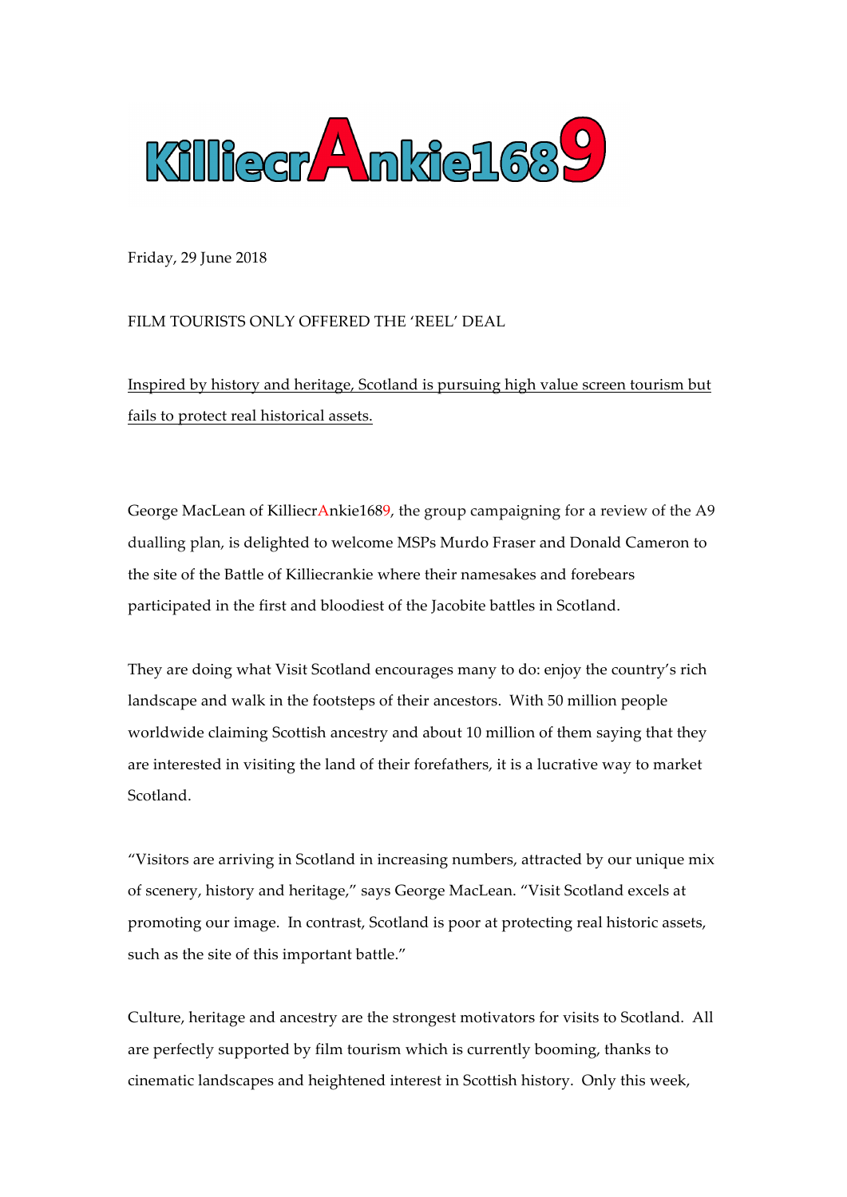# KilliecrAnkie1689

Friday, 29 June 2018

FILM TOURISTS ONLY OFFERED THE 'REEL' DEAL

Inspired by history and heritage, Scotland is pursuing high value screen tourism but fails to protect real historical assets.

George MacLean of KilliecrAnkie1689, the group campaigning for a review of the A9 dualling plan, is delighted to welcome MSPs Murdo Fraser and Donald Cameron to the site of the Battle of Killiecrankie where their namesakes and forebears participated in the first and bloodiest of the Jacobite battles in Scotland.

They are doing what Visit Scotland encourages many to do: enjoy the country's rich landscape and walk in the footsteps of their ancestors. With 50 million people worldwide claiming Scottish ancestry and about 10 million of them saying that they are interested in visiting the land of their forefathers, it is a lucrative way to market Scotland.

"Visitors are arriving in Scotland in increasing numbers, attracted by our unique mix of scenery, history and heritage," says George MacLean. "Visit Scotland excels at promoting our image. In contrast, Scotland is poor at protecting real historic assets, such as the site of this important battle."

Culture, heritage and ancestry are the strongest motivators for visits to Scotland. All are perfectly supported by film tourism which is currently booming, thanks to cinematic landscapes and heightened interest in Scottish history. Only this week,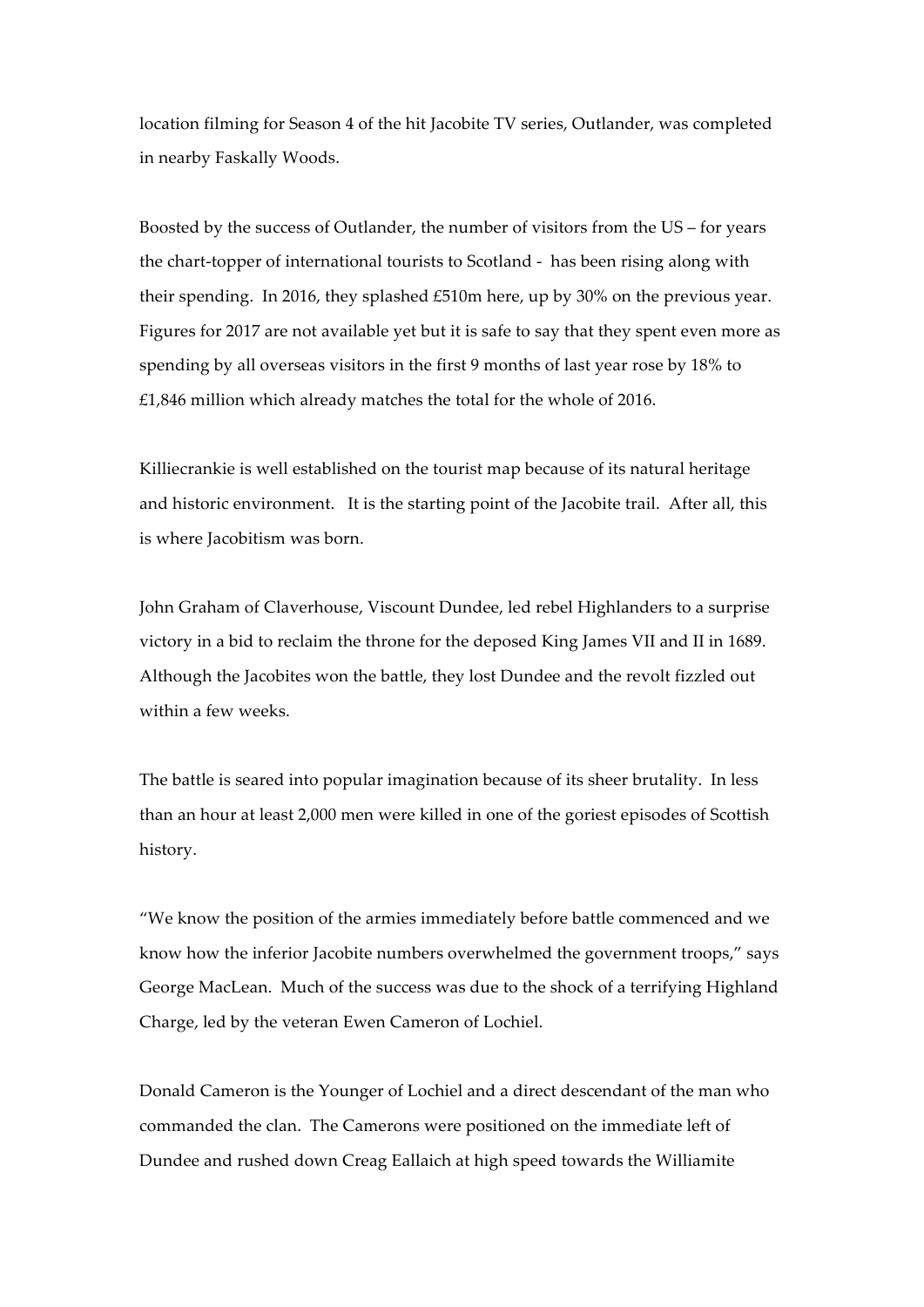location filming for Season 4 of the hit Jacobite TV series, Outlander, was completed in nearby Faskally Woods.

Boosted by the success of Outlander, the number of visitors from the US – for years the chart-topper of international tourists to Scotland - has been rising along with their spending. In 2016, they splashed £510m here, up by 30% on the previous year. Figures for 2017 are not available yet but it is safe to say that they spent even more as spending by all overseas visitors in the first 9 months of last year rose by 18% to £1,846 million which already matches the total for the whole of 2016.

Killiecrankie is well established on the tourist map because of its natural heritage and historic environment. It is the starting point of the Jacobite trail. After all, this is where Jacobitism was born.

John Graham of Claverhouse, Viscount Dundee, led rebel Highlanders to a surprise victory in a bid to reclaim the throne for the deposed King James VII and II in 1689. Although the Jacobites won the battle, they lost Dundee and the revolt fizzled out within a few weeks.

The battle is seared into popular imagination because of its sheer brutality. In less than an hour at least 2,000 men were killed in one of the goriest episodes of Scottish history.

"We know the position of the armies immediately before battle commenced and we know how the inferior Jacobite numbers overwhelmed the government troops," says George MacLean. Much of the success was due to the shock of a terrifying Highland Charge, led by the veteran Ewen Cameron of Lochiel.

Donald Cameron is the Younger of Lochiel and a direct descendant of the man who commanded the clan. The Camerons were positioned on the immediate left of Dundee and rushed down Creag Eallaich at high speed towards the Williamite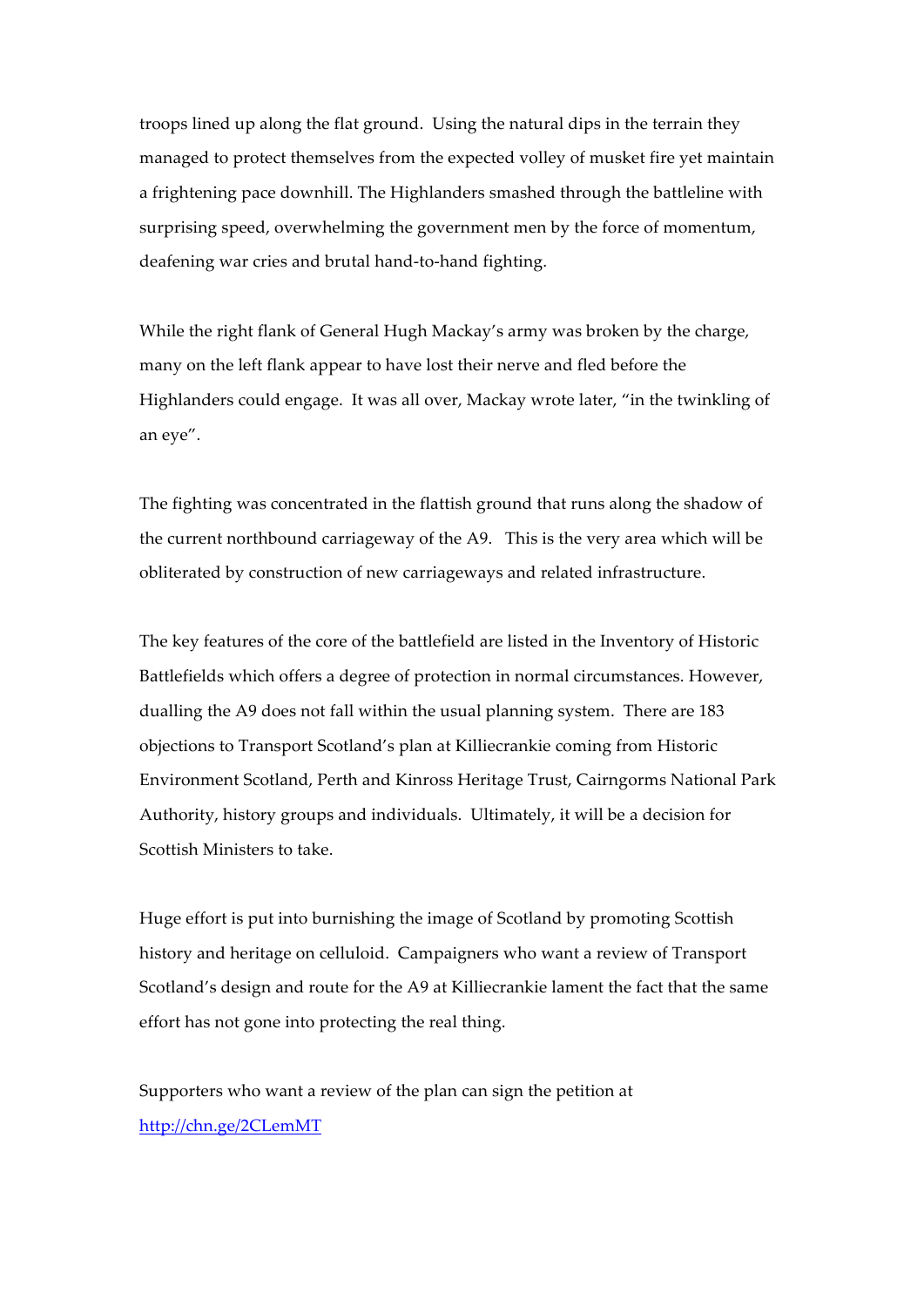troops lined up along the flat ground. Using the natural dips in the terrain they managed to protect themselves from the expected volley of musket fire yet maintain a frightening pace downhill. The Highlanders smashed through the battleline with surprising speed, overwhelming the government men by the force of momentum, deafening war cries and brutal hand-to-hand fighting.

While the right flank of General Hugh Mackay's army was broken by the charge, many on the left flank appear to have lost their nerve and fled before the Highlanders could engage. It was all over, Mackay wrote later, "in the twinkling of an eye".

The fighting was concentrated in the flattish ground that runs along the shadow of the current northbound carriageway of the A9. This is the very area which will be obliterated by construction of new carriageways and related infrastructure.

The key features of the core of the battlefield are listed in the Inventory of Historic Battlefields which offers a degree of protection in normal circumstances. However, dualling the A9 does not fall within the usual planning system. There are 183 objections to Transport Scotland's plan at Killiecrankie coming from Historic Environment Scotland, Perth and Kinross Heritage Trust, Cairngorms National Park Authority, history groups and individuals. Ultimately, it will be a decision for Scottish Ministers to take.

Huge effort is put into burnishing the image of Scotland by promoting Scottish history and heritage on celluloid. Campaigners who want a review of Transport Scotland's design and route for the A9 at Killiecrankie lament the fact that the same effort has not gone into protecting the real thing.

Supporters who want a review of the plan can sign the petition at http://chn.ge/2CLemMT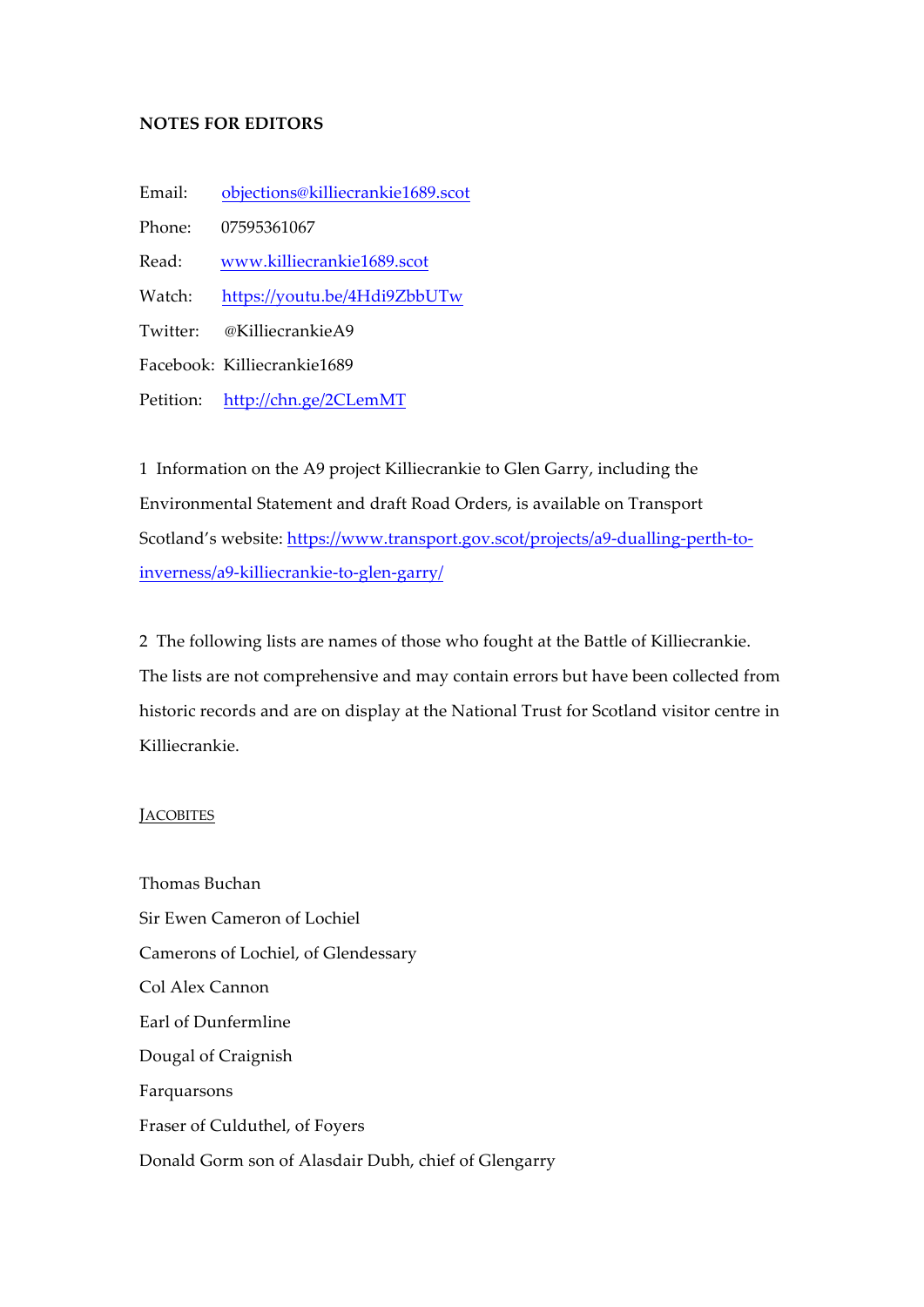**NOTES FOR EDITORS**

Email: objections@killiecrankie1689.scot

Phone: 07595361067

Read: www.killiecrankie1689.scot

Watch: https://youtu.be/4Hdi9ZbbUTw

Twitter: @KilliecrankieA9

Facebook: Killiecrankie1689

Petition: http://chn.ge/2CLemMT

1 Information on the A9 project Killiecrankie to Glen Garry, including the Environmental Statement and draft Road Orders, is available on Transport Scotland's website: https://www.transport.gov.scot/projects/a9-dualling-perth-to-inverness/a9-killiecrankie-to-glen-garry/

2 The following lists are names of those who fought at the Battle of Killiecrankie. The lists are not comprehensive and may contain errors but have been collected from historic records and are on display at the National Trust for Scotland visitor centre in Killiecrankie.

JACOBITES

Thomas Buchan

Sir Ewen Cameron of Lochiel

Camerons of Lochiel, of Glendessary

Col Alex Cannon

Earl of Dunfermline

Dougal of Craignish

Farquarsons

Fraser of Culduthel, of Foyers

Donald Gorm son of Alasdair Dubh, chief of Glengarry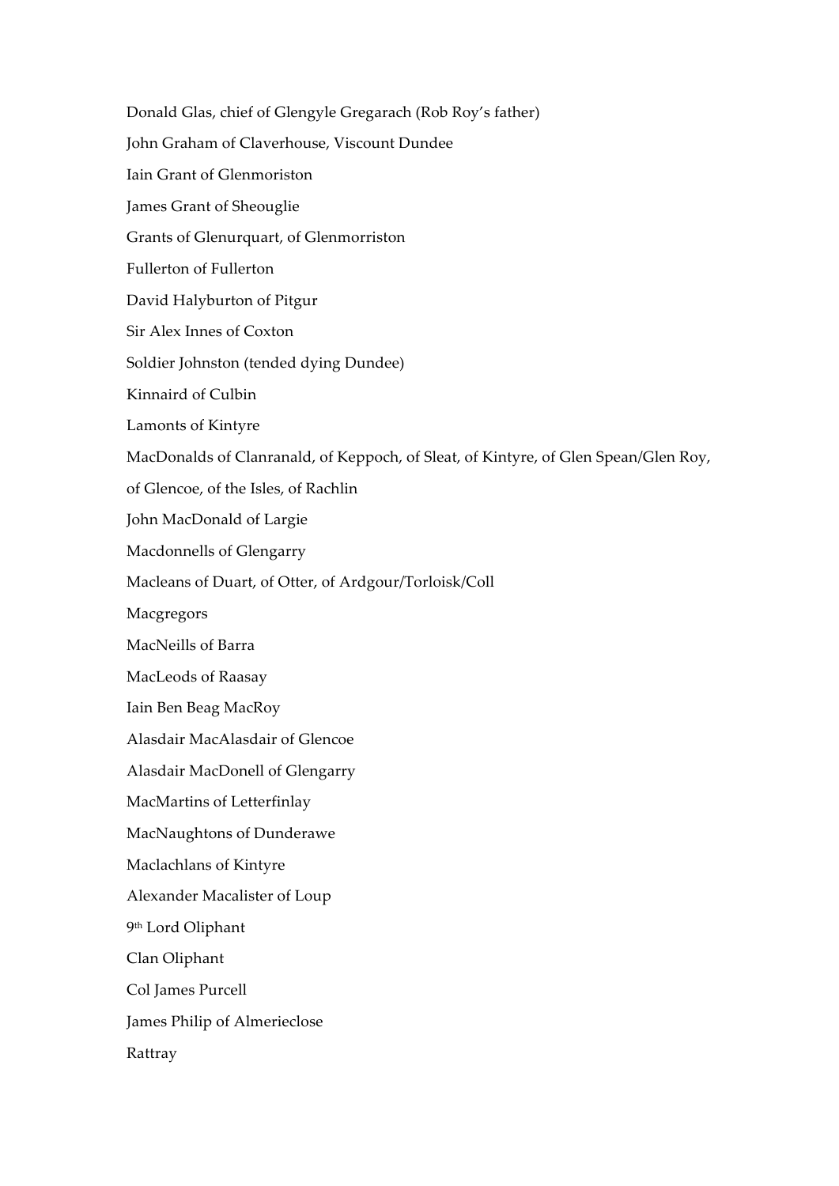Donald Glas, chief of Glengyle Gregarach (Rob Roy's father)

John Graham of Claverhouse, Viscount Dundee

Iain Grant of Glenmoriston

James Grant of Sheouglie

Grants of Glenurquart, of Glenmorriston

Fullerton of Fullerton

David Halyburton of Pitgur

Sir Alex Innes of Coxton

Soldier Johnston (tended dying Dundee)

Kinnaird of Culbin

Lamonts of Kintyre

MacDonalds of Clanranald, of Keppoch, of Sleat, of Kintyre, of Glen Spean/Glen Roy, of Glencoe, of the Isles, of Rachlin

John MacDonald of Largie

Macdonnells of Glengarry

Macleans of Duart, of Otter, of Ardgour/Torloisk/Coll

Macgregors

MacNeills of Barra

MacLeods of Raasay

Iain Ben Beag MacRoy

Alasdair MacAlasdair of Glencoe

Alasdair MacDonell of Glengarry

MacMartins of Letterfinlay

MacNaughtons of Dunderawe

Maclachlans of Kintyre

Alexander Macalister of Loup

9th Lord Oliphant

Clan Oliphant

Col James Purcell

James Philip of Almerieclose

Rattray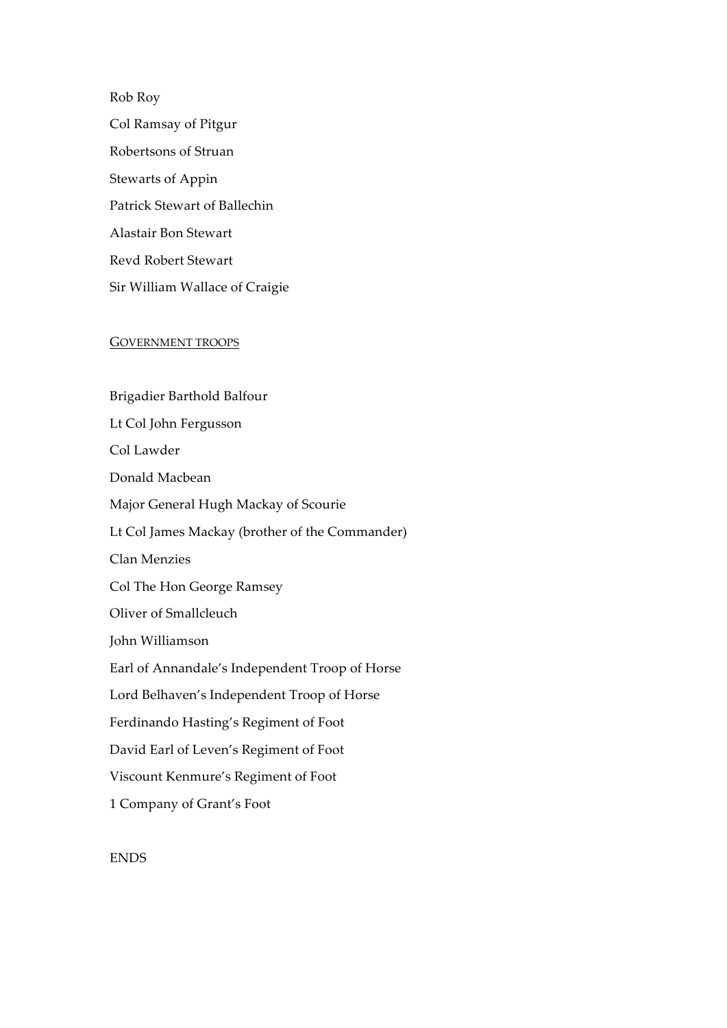Rob Roy

Col Ramsay of Pitgur

Robertsons of Struan

Stewarts of Appin

Patrick Stewart of Ballechin

Alastair Bon Stewart

Revd Robert Stewart

Sir William Wallace of Craigie

## Government troops

Brigadier Barthold Balfour

Lt Col John Fergusson

Col Lawder

Donald Macbean

Major General Hugh Mackay of Scourie

Lt Col James Mackay (brother of the Commander)

Clan Menzies

Col The Hon George Ramsey

Oliver of Smallcleuch

John Williamson

Earl of Annandale's Independent Troop of Horse

Lord Belhaven's Independent Troop of Horse

Ferdinando Hasting's Regiment of Foot

David Earl of Leven's Regiment of Foot

Viscount Kenmure's Regiment of Foot

1 Company of Grant's Foot

ENDS